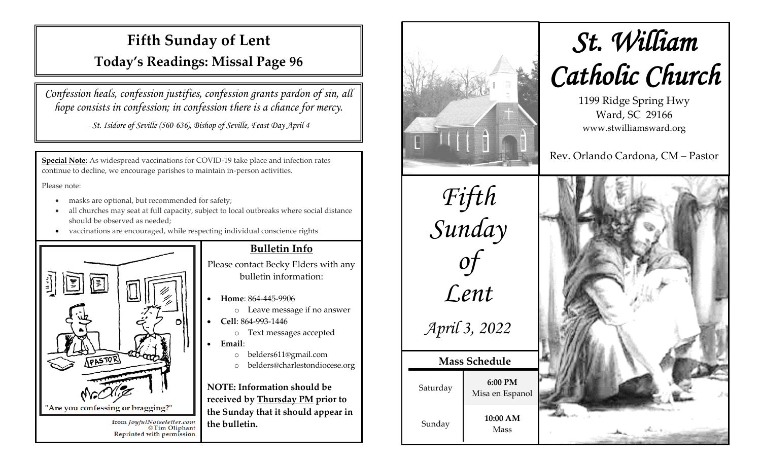# Fifth Sunday of Lent

## Today's Readings: Missal Page 96

*Confession heals, confession justifies, confession grants pardon of sin, all hope consists in confession; in confession there is a chance for mercy.*

*- St. Isidore of Seville (560-636), Bishop of Seville, Feast Day April 4*

**Special Note**: As widespread vaccinations for COVID-19 take place and infection rates continue to decline, we encourage parishes to maintain in-person activities.

Please note:

- masks are optional, but recommended for safety;
- all churches may seat at full capacity, subject to local outbreaks where social distance should be observed as needed;
- vaccinations are encouraged, while respecting individual conscience rights

"Are you confessing or bragging?"

from JoyfulNoiseletter.com ©Tim Oliphant Reprinted with permission

### Bulletin Info

Please contact Becky Elders with any bulletin information:

- **Home**: 864-445-9906
  - Leave message if no answer
- **Cell**: 864-993-1446
  - Text messages accepted
- **Email**:
  - belders611@gmail.com
  - belders@charlestondiocese.org

**NOTE: Information should be received by Thursday PM prior to the Sunday that it should appear in the bulletin.**

# St. William Catholic Church

1199 Ridge Spring Hwy
Ward, SC 29166
www.stwilliamsward.org

Rev. Orlando Cardona, CM – Pastor

*Fifth Sunday of Lent*

*April 3, 2022*

### Mass Schedule

| | |
|---|---|
| Saturday | **6:00 PM** Misa en Espanol |
| Sunday | **10:00 AM** Mass |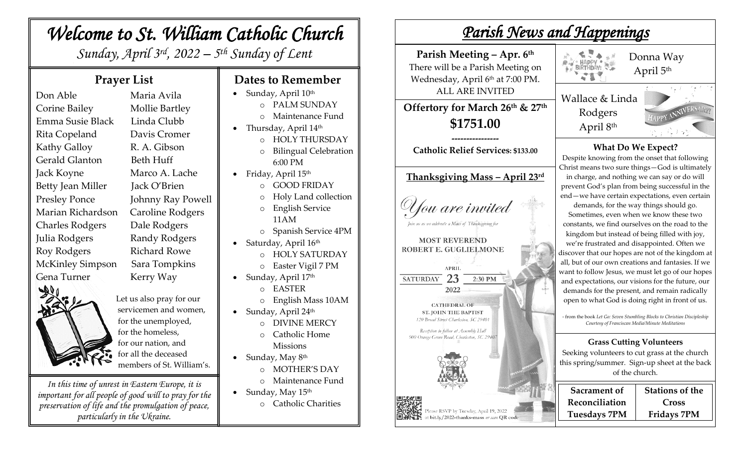# Welcome to St. William Catholic Church

*Sunday, April 3rd, 2022 – 5th Sunday of Lent*

## Prayer List

| | |
|---|---|
| Don Able | Maria Avila |
| Corine Bailey | Mollie Bartley |
| Emma Susie Black | Linda Clubb |
| Rita Copeland | Davis Cromer |
| Kathy Galloy | R. A. Gibson |
| Gerald Glanton | Beth Huff |
| Jack Koyne | Marco A. Lache |
| Betty Jean Miller | Jack O'Brien |
| Presley Ponce | Johnny Ray Powell |
| Marian Richardson | Caroline Rodgers |
| Charles Rodgers | Dale Rodgers |
| Julia Rodgers | Randy Rodgers |
| Roy Rodgers | Richard Rowe |
| McKinley Simpson | Sara Tompkins |
| Gena Turner | Kerry Way |

Let us also pray for our servicemen and women, for the unemployed, for the homeless, for our nation, and for all the deceased members of St. William's.

*In this time of unrest in Eastern Europe, it is important for all people of good will to pray for the preservation of life and the promulgation of peace, particularly in the Ukraine.*

## Dates to Remember

- Sunday, April 10th
  - PALM SUNDAY
  - Maintenance Fund
- Thursday, April 14th
  - HOLY THURSDAY
  - Bilingual Celebration 6:00 PM
- Friday, April 15th
  - GOOD FRIDAY
  - Holy Land collection
  - English Service 11AM
  - Spanish Service 4PM
- Saturday, April 16th
  - HOLY SATURDAY
  - Easter Vigil 7 PM
- Sunday, April 17th
  - EASTER
  - English Mass 10AM
- Sunday, April 24th
  - DIVINE MERCY
  - Catholic Home Missions
- Sunday, May 8th
  - MOTHER'S DAY
  - Maintenance Fund
- Sunday, May 15th
  - Catholic Charities

# Parish News and Happenings

**Parish Meeting – Apr. 6th**

There will be a Parish Meeting on Wednesday, April 6th at 7:00 PM. ALL ARE INVITED

**Offertory for March 26th & 27th**

**$1751.00**

---------------

**Catholic Relief Services: $133.00**

**Thanksgiving Mass – April 23rd**

You are invited

Join us as we celebrate a Mass of Thanksgiving for

MOST REVEREND ROBERT E. GUGLIELMONE

SATURDAY APRIL 23 2022 2:30 PM

CATHEDRAL OF ST. JOHN THE BAPTIST
120 Broad Street Charleston, SC 29401

Reception to follow at Assembly Hall
900 Orange Grove Road, Charleston, SC 29407

Please RSVP by Tuesday, April 19, 2022 at bit.ly/2022-thanks-mass or scan QR code

HAPPY BIRTHDAY! Donna Way April 5th

Wallace & Linda Rodgers April 8th HAPPY ANNIVERSARY

**What Do We Expect?**

Despite knowing from the onset that following Christ means two sure things—God is ultimately in charge, and nothing we can say or do will prevent God's plan from being successful in the end—we have certain expectations, even certain demands, for the way things should go. Sometimes, even when we know these two constants, we find ourselves on the road to the kingdom but instead of being filled with joy, we're frustrated and disappointed. Often we discover that our hopes are not of the kingdom at all, but of our own creations and fantasies. If we want to follow Jesus, we must let go of our hopes and expectations, our visions for the future, our demands for the present, and remain radically open to what God is doing right in front of us.

- from the book *Let Go: Seven Stumbling Blocks to Christian Discipleship Courtesy of Franciscan Media/Minute Meditations*

**Grass Cutting Volunteers**

Seeking volunteers to cut grass at the church this spring/summer. Sign-up sheet at the back of the church.

| Sacrament of Reconciliation Tuesdays 7PM | Stations of the Cross Fridays 7PM |
|---|---|